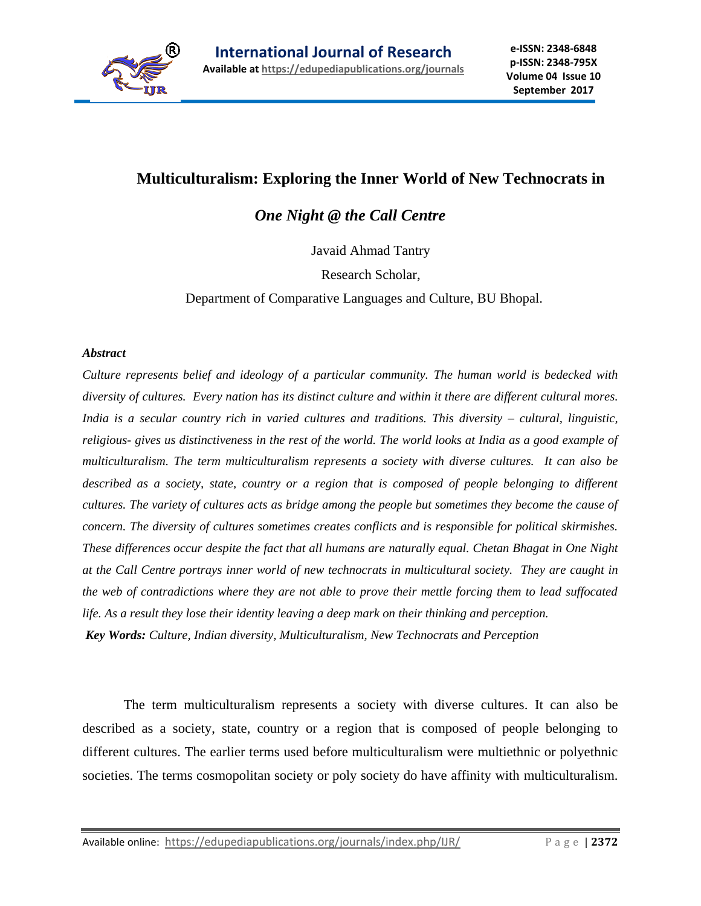# Multiculturalism: Exploring the Inner World of New Technocrats in *One Night @ the Call Centre*

Javaid Ahmad Tantry

Research Scholar,

Department of Comparative Languages and Culture, BU Bhopal.

***Abstract***

*Culture represents belief and ideology of a particular community. The human world is bedecked with diversity of cultures. Every nation has its distinct culture and within it there are different cultural mores. India is a secular country rich in varied cultures and traditions. This diversity – cultural, linguistic, religious- gives us distinctiveness in the rest of the world. The world looks at India as a good example of multiculturalism. The term multiculturalism represents a society with diverse cultures. It can also be described as a society, state, country or a region that is composed of people belonging to different cultures. The variety of cultures acts as bridge among the people but sometimes they become the cause of concern. The diversity of cultures sometimes creates conflicts and is responsible for political skirmishes. These differences occur despite the fact that all humans are naturally equal. Chetan Bhagat in One Night at the Call Centre portrays inner world of new technocrats in multicultural society. They are caught in the web of contradictions where they are not able to prove their mettle forcing them to lead suffocated life. As a result they lose their identity leaving a deep mark on their thinking and perception.*

***Key Words:*** *Culture, Indian diversity, Multiculturalism, New Technocrats and Perception*

The term multiculturalism represents a society with diverse cultures. It can also be described as a society, state, country or a region that is composed of people belonging to different cultures. The earlier terms used before multiculturalism were multiethnic or polyethnic societies. The terms cosmopolitan society or poly society do have affinity with multiculturalism.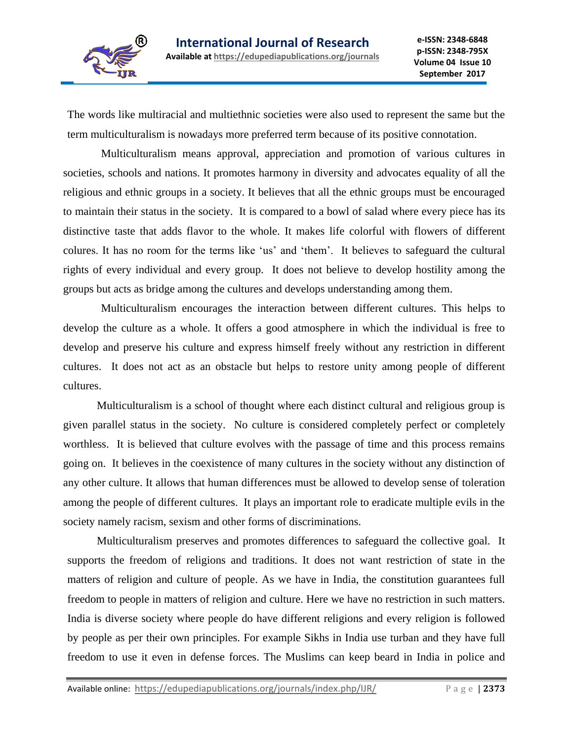The words like multiracial and multiethnic societies were also used to represent the same but the term multiculturalism is nowadays more preferred term because of its positive connotation.

Multiculturalism means approval, appreciation and promotion of various cultures in societies, schools and nations. It promotes harmony in diversity and advocates equality of all the religious and ethnic groups in a society. It believes that all the ethnic groups must be encouraged to maintain their status in the society. It is compared to a bowl of salad where every piece has its distinctive taste that adds flavor to the whole. It makes life colorful with flowers of different colures. It has no room for the terms like 'us' and 'them'. It believes to safeguard the cultural rights of every individual and every group. It does not believe to develop hostility among the groups but acts as bridge among the cultures and develops understanding among them.

Multiculturalism encourages the interaction between different cultures. This helps to develop the culture as a whole. It offers a good atmosphere in which the individual is free to develop and preserve his culture and express himself freely without any restriction in different cultures. It does not act as an obstacle but helps to restore unity among people of different cultures.

Multiculturalism is a school of thought where each distinct cultural and religious group is given parallel status in the society. No culture is considered completely perfect or completely worthless. It is believed that culture evolves with the passage of time and this process remains going on. It believes in the coexistence of many cultures in the society without any distinction of any other culture. It allows that human differences must be allowed to develop sense of toleration among the people of different cultures. It plays an important role to eradicate multiple evils in the society namely racism, sexism and other forms of discriminations.

Multiculturalism preserves and promotes differences to safeguard the collective goal. It supports the freedom of religions and traditions. It does not want restriction of state in the matters of religion and culture of people. As we have in India, the constitution guarantees full freedom to people in matters of religion and culture. Here we have no restriction in such matters. India is diverse society where people do have different religions and every religion is followed by people as per their own principles. For example Sikhs in India use turban and they have full freedom to use it even in defense forces. The Muslims can keep beard in India in police and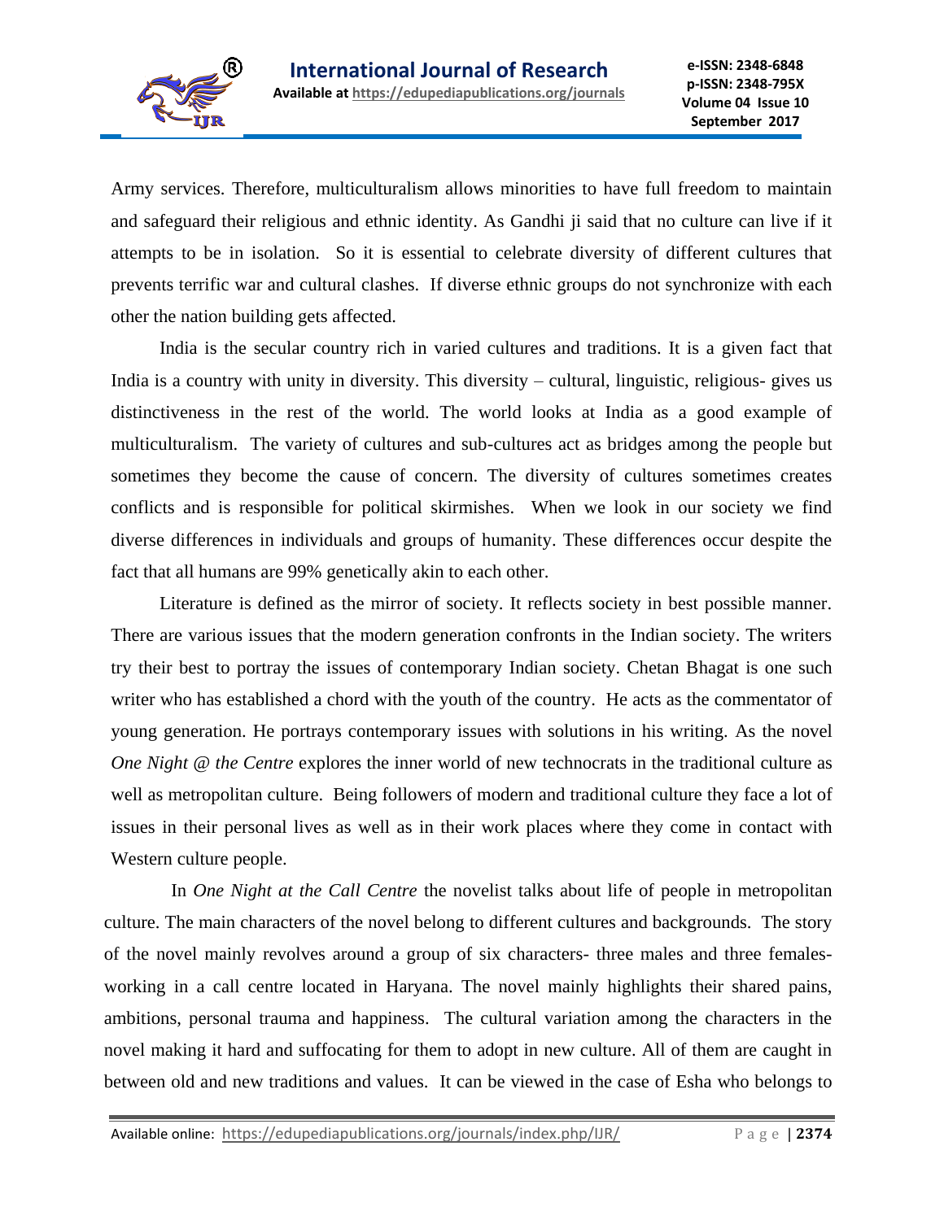Army services. Therefore, multiculturalism allows minorities to have full freedom to maintain and safeguard their religious and ethnic identity. As Gandhi ji said that no culture can live if it attempts to be in isolation. So it is essential to celebrate diversity of different cultures that prevents terrific war and cultural clashes. If diverse ethnic groups do not synchronize with each other the nation building gets affected.

India is the secular country rich in varied cultures and traditions. It is a given fact that India is a country with unity in diversity. This diversity – cultural, linguistic, religious- gives us distinctiveness in the rest of the world. The world looks at India as a good example of multiculturalism. The variety of cultures and sub-cultures act as bridges among the people but sometimes they become the cause of concern. The diversity of cultures sometimes creates conflicts and is responsible for political skirmishes. When we look in our society we find diverse differences in individuals and groups of humanity. These differences occur despite the fact that all humans are 99% genetically akin to each other.

Literature is defined as the mirror of society. It reflects society in best possible manner. There are various issues that the modern generation confronts in the Indian society. The writers try their best to portray the issues of contemporary Indian society. Chetan Bhagat is one such writer who has established a chord with the youth of the country. He acts as the commentator of young generation. He portrays contemporary issues with solutions in his writing. As the novel *One Night @ the Centre* explores the inner world of new technocrats in the traditional culture as well as metropolitan culture. Being followers of modern and traditional culture they face a lot of issues in their personal lives as well as in their work places where they come in contact with Western culture people.

In *One Night at the Call Centre* the novelist talks about life of people in metropolitan culture. The main characters of the novel belong to different cultures and backgrounds. The story of the novel mainly revolves around a group of six characters- three males and three females- working in a call centre located in Haryana. The novel mainly highlights their shared pains, ambitions, personal trauma and happiness. The cultural variation among the characters in the novel making it hard and suffocating for them to adopt in new culture. All of them are caught in between old and new traditions and values. It can be viewed in the case of Esha who belongs to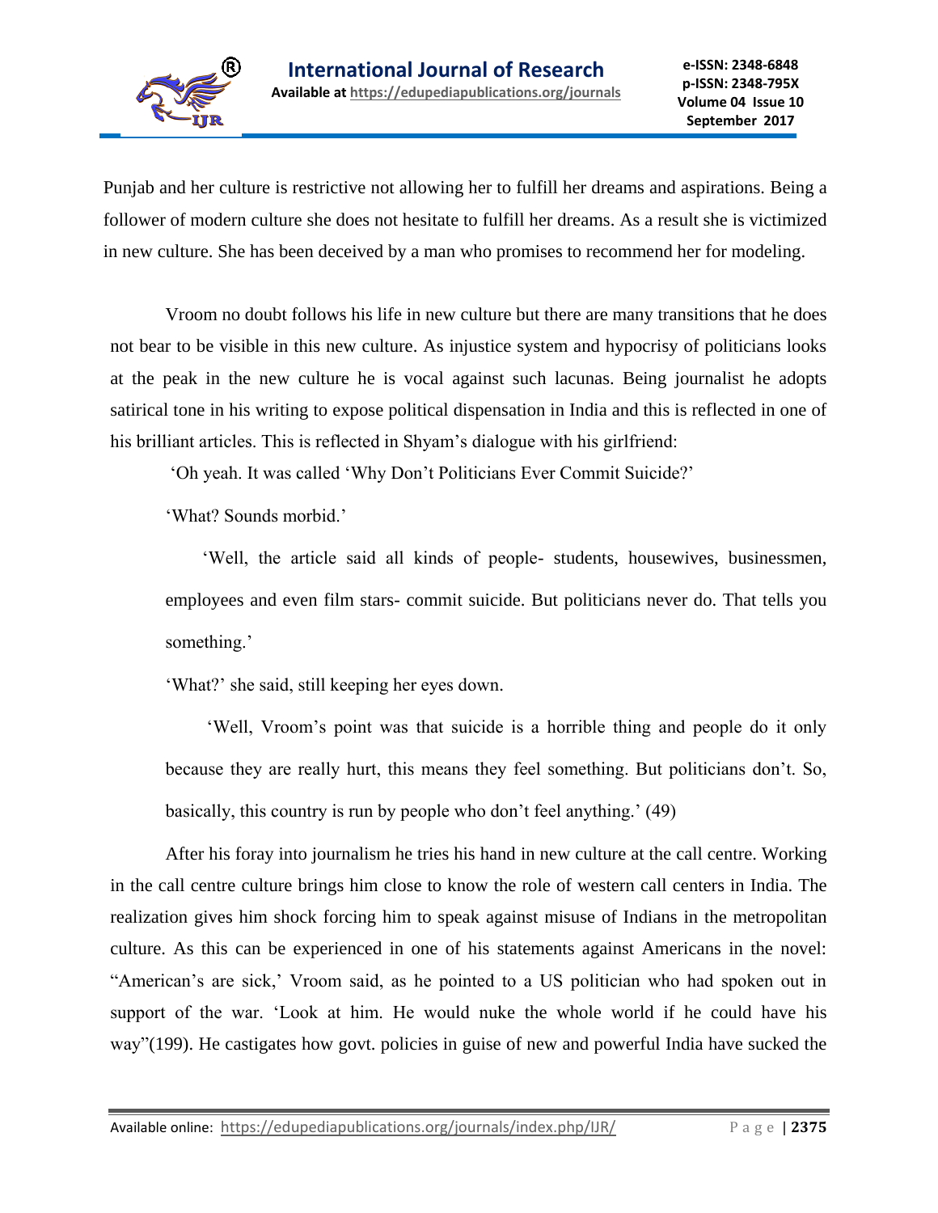Punjab and her culture is restrictive not allowing her to fulfill her dreams and aspirations. Being a follower of modern culture she does not hesitate to fulfill her dreams. As a result she is victimized in new culture. She has been deceived by a man who promises to recommend her for modeling.

Vroom no doubt follows his life in new culture but there are many transitions that he does not bear to be visible in this new culture. As injustice system and hypocrisy of politicians looks at the peak in the new culture he is vocal against such lacunas. Being journalist he adopts satirical tone in his writing to expose political dispensation in India and this is reflected in one of his brilliant articles. This is reflected in Shyam's dialogue with his girlfriend:

'Oh yeah. It was called 'Why Don't Politicians Ever Commit Suicide?'

'What? Sounds morbid.'

> 'Well, the article said all kinds of people- students, housewives, businessmen, employees and even film stars- commit suicide. But politicians never do. That tells you something.'

'What?' she said, still keeping her eyes down.

> 'Well, Vroom's point was that suicide is a horrible thing and people do it only because they are really hurt, this means they feel something. But politicians don't. So, basically, this country is run by people who don't feel anything.' (49)

After his foray into journalism he tries his hand in new culture at the call centre. Working in the call centre culture brings him close to know the role of western call centers in India. The realization gives him shock forcing him to speak against misuse of Indians in the metropolitan culture. As this can be experienced in one of his statements against Americans in the novel: "American's are sick,' Vroom said, as he pointed to a US politician who had spoken out in support of the war. 'Look at him. He would nuke the whole world if he could have his way"(199). He castigates how govt. policies in guise of new and powerful India have sucked the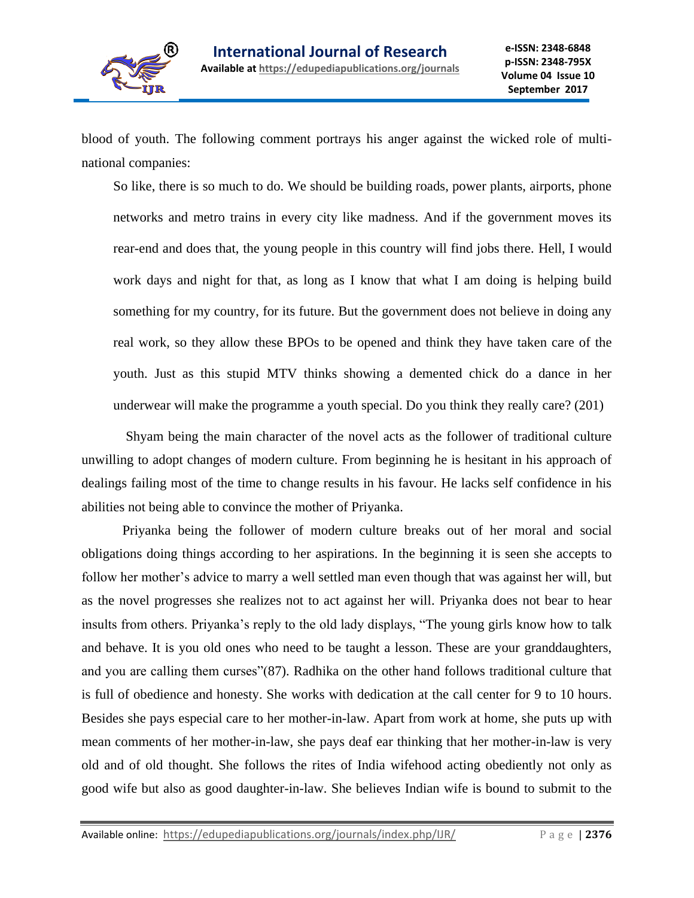blood of youth. The following comment portrays his anger against the wicked role of multi-national companies:

> So like, there is so much to do. We should be building roads, power plants, airports, phone networks and metro trains in every city like madness. And if the government moves its rear-end and does that, the young people in this country will find jobs there. Hell, I would work days and night for that, as long as I know that what I am doing is helping build something for my country, for its future. But the government does not believe in doing any real work, so they allow these BPOs to be opened and think they have taken care of the youth. Just as this stupid MTV thinks showing a demented chick do a dance in her underwear will make the programme a youth special. Do you think they really care? (201)

Shyam being the main character of the novel acts as the follower of traditional culture unwilling to adopt changes of modern culture. From beginning he is hesitant in his approach of dealings failing most of the time to change results in his favour. He lacks self confidence in his abilities not being able to convince the mother of Priyanka.

Priyanka being the follower of modern culture breaks out of her moral and social obligations doing things according to her aspirations. In the beginning it is seen she accepts to follow her mother's advice to marry a well settled man even though that was against her will, but as the novel progresses she realizes not to act against her will. Priyanka does not bear to hear insults from others. Priyanka's reply to the old lady displays, "The young girls know how to talk and behave. It is you old ones who need to be taught a lesson. These are your granddaughters, and you are calling them curses"(87). Radhika on the other hand follows traditional culture that is full of obedience and honesty. She works with dedication at the call center for 9 to 10 hours. Besides she pays especial care to her mother-in-law. Apart from work at home, she puts up with mean comments of her mother-in-law, she pays deaf ear thinking that her mother-in-law is very old and of old thought. She follows the rites of India wifehood acting obediently not only as good wife but also as good daughter-in-law. She believes Indian wife is bound to submit to the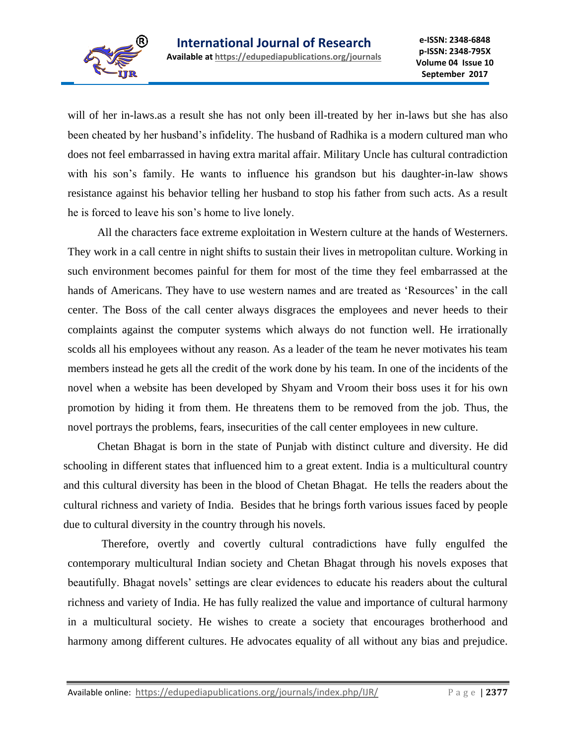will of her in-laws.as a result she has not only been ill-treated by her in-laws but she has also been cheated by her husband's infidelity. The husband of Radhika is a modern cultured man who does not feel embarrassed in having extra marital affair. Military Uncle has cultural contradiction with his son's family. He wants to influence his grandson but his daughter-in-law shows resistance against his behavior telling her husband to stop his father from such acts. As a result he is forced to leave his son's home to live lonely.

All the characters face extreme exploitation in Western culture at the hands of Westerners. They work in a call centre in night shifts to sustain their lives in metropolitan culture. Working in such environment becomes painful for them for most of the time they feel embarrassed at the hands of Americans. They have to use western names and are treated as 'Resources' in the call center. The Boss of the call center always disgraces the employees and never heeds to their complaints against the computer systems which always do not function well. He irrationally scolds all his employees without any reason. As a leader of the team he never motivates his team members instead he gets all the credit of the work done by his team. In one of the incidents of the novel when a website has been developed by Shyam and Vroom their boss uses it for his own promotion by hiding it from them. He threatens them to be removed from the job. Thus, the novel portrays the problems, fears, insecurities of the call center employees in new culture.

Chetan Bhagat is born in the state of Punjab with distinct culture and diversity. He did schooling in different states that influenced him to a great extent. India is a multicultural country and this cultural diversity has been in the blood of Chetan Bhagat. He tells the readers about the cultural richness and variety of India. Besides that he brings forth various issues faced by people due to cultural diversity in the country through his novels.

Therefore, overtly and covertly cultural contradictions have fully engulfed the contemporary multicultural Indian society and Chetan Bhagat through his novels exposes that beautifully. Bhagat novels' settings are clear evidences to educate his readers about the cultural richness and variety of India. He has fully realized the value and importance of cultural harmony in a multicultural society. He wishes to create a society that encourages brotherhood and harmony among different cultures. He advocates equality of all without any bias and prejudice.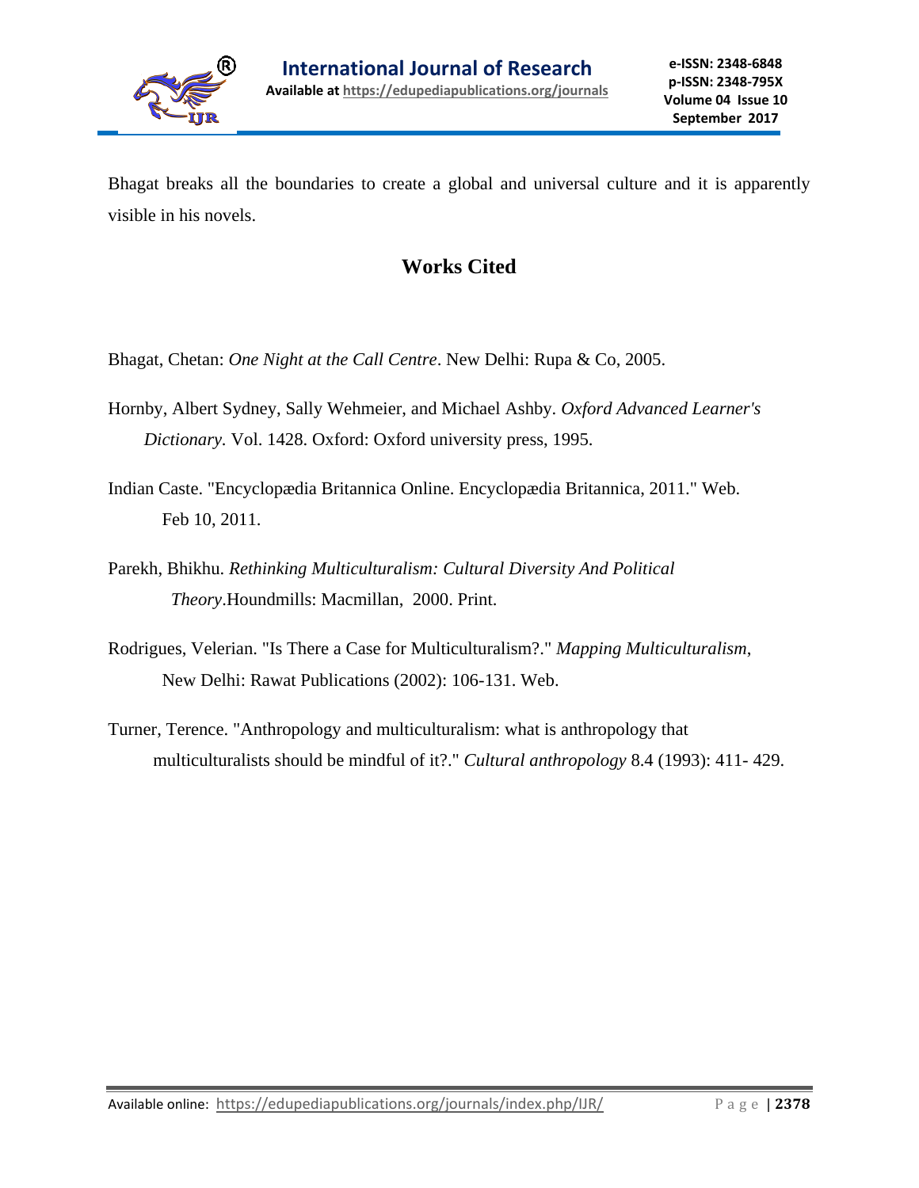Bhagat breaks all the boundaries to create a global and universal culture and it is apparently visible in his novels.

## Works Cited

Bhagat, Chetan: *One Night at the Call Centre*. New Delhi: Rupa & Co, 2005.

Hornby, Albert Sydney, Sally Wehmeier, and Michael Ashby. *Oxford Advanced Learner's Dictionary*. Vol. 1428. Oxford: Oxford university press, 1995.

Indian Caste. "Encyclopædia Britannica Online. Encyclopædia Britannica, 2011." Web. Feb 10, 2011.

Parekh, Bhikhu. *Rethinking Multiculturalism: Cultural Diversity And Political Theory*.Houndmills: Macmillan, 2000. Print.

Rodrigues, Velerian. "Is There a Case for Multiculturalism?." *Mapping Multiculturalism*, New Delhi: Rawat Publications (2002): 106-131. Web.

Turner, Terence. "Anthropology and multiculturalism: what is anthropology that multiculturalists should be mindful of it?." *Cultural anthropology* 8.4 (1993): 411- 429.